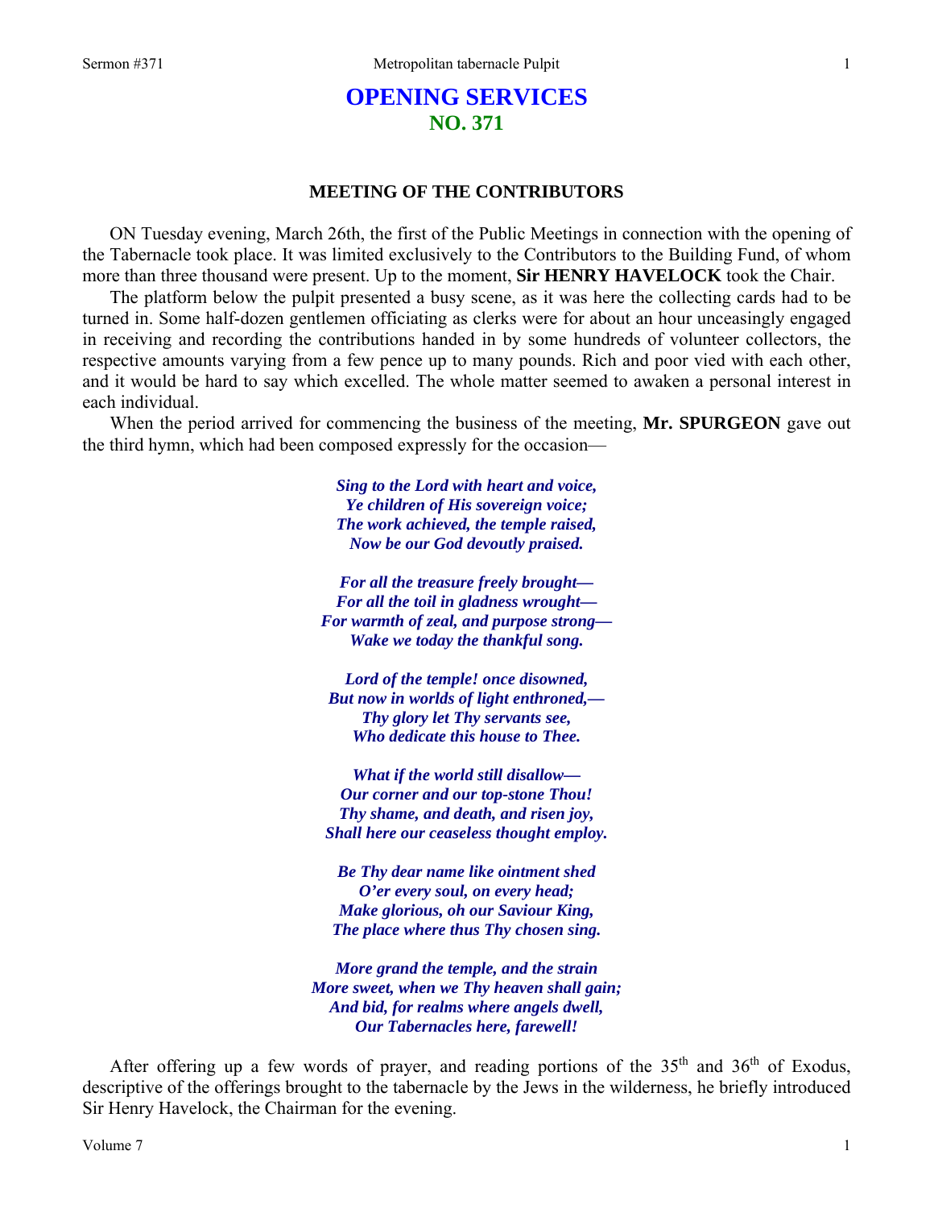# OPENING SERVICES
## NO. 371

### MEETING OF THE CONTRIBUTORS

ON Tuesday evening, March 26th, the first of the Public Meetings in connection with the opening of the Tabernacle took place. It was limited exclusively to the Contributors to the Building Fund, of whom more than three thousand were present. Up to the moment, **Sir HENRY HAVELOCK** took the Chair.

The platform below the pulpit presented a busy scene, as it was here the collecting cards had to be turned in. Some half-dozen gentlemen officiating as clerks were for about an hour unceasingly engaged in receiving and recording the contributions handed in by some hundreds of volunteer collectors, the respective amounts varying from a few pence up to many pounds. Rich and poor vied with each other, and it would be hard to say which excelled. The whole matter seemed to awaken a personal interest in each individual.

When the period arrived for commencing the business of the meeting, **Mr. SPURGEON** gave out the third hymn, which had been composed expressly for the occasion—

*Sing to the Lord with heart and voice,*
*Ye children of His sovereign voice;*
*The work achieved, the temple raised,*
*Now be our God devoutly praised.*

*For all the treasure freely brought—*
*For all the toil in gladness wrought—*
*For warmth of zeal, and purpose strong—*
*Wake we today the thankful song.*

*Lord of the temple! once disowned,*
*But now in worlds of light enthroned,—*
*Thy glory let Thy servants see,*
*Who dedicate this house to Thee.*

*What if the world still disallow—*
*Our corner and our top-stone Thou!*
*Thy shame, and death, and risen joy,*
*Shall here our ceaseless thought employ.*

*Be Thy dear name like ointment shed*
*O'er every soul, on every head;*
*Make glorious, oh our Saviour King,*
*The place where thus Thy chosen sing.*

*More grand the temple, and the strain*
*More sweet, when we Thy heaven shall gain;*
*And bid, for realms where angels dwell,*
*Our Tabernacles here, farewell!*

After offering up a few words of prayer, and reading portions of the 35th and 36th of Exodus, descriptive of the offerings brought to the tabernacle by the Jews in the wilderness, he briefly introduced Sir Henry Havelock, the Chairman for the evening.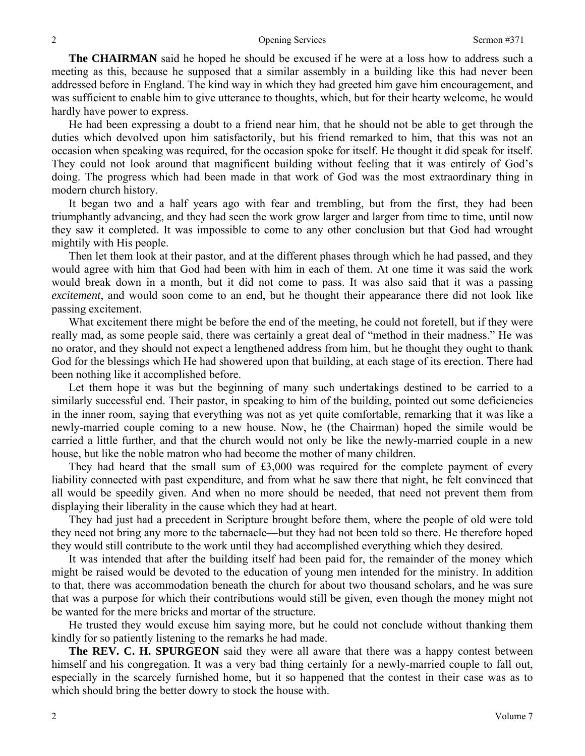**The CHAIRMAN** said he hoped he should be excused if he were at a loss how to address such a meeting as this, because he supposed that a similar assembly in a building like this had never been addressed before in England. The kind way in which they had greeted him gave him encouragement, and was sufficient to enable him to give utterance to thoughts, which, but for their hearty welcome, he would hardly have power to express.

He had been expressing a doubt to a friend near him, that he should not be able to get through the duties which devolved upon him satisfactorily, but his friend remarked to him, that this was not an occasion when speaking was required, for the occasion spoke for itself. He thought it did speak for itself. They could not look around that magnificent building without feeling that it was entirely of God's doing. The progress which had been made in that work of God was the most extraordinary thing in modern church history.

It began two and a half years ago with fear and trembling, but from the first, they had been triumphantly advancing, and they had seen the work grow larger and larger from time to time, until now they saw it completed. It was impossible to come to any other conclusion but that God had wrought mightily with His people.

Then let them look at their pastor, and at the different phases through which he had passed, and they would agree with him that God had been with him in each of them. At one time it was said the work would break down in a month, but it did not come to pass. It was also said that it was a passing *excitement*, and would soon come to an end, but he thought their appearance there did not look like passing excitement.

What excitement there might be before the end of the meeting, he could not foretell, but if they were really mad, as some people said, there was certainly a great deal of "method in their madness." He was no orator, and they should not expect a lengthened address from him, but he thought they ought to thank God for the blessings which He had showered upon that building, at each stage of its erection. There had been nothing like it accomplished before.

Let them hope it was but the beginning of many such undertakings destined to be carried to a similarly successful end. Their pastor, in speaking to him of the building, pointed out some deficiencies in the inner room, saying that everything was not as yet quite comfortable, remarking that it was like a newly-married couple coming to a new house. Now, he (the Chairman) hoped the simile would be carried a little further, and that the church would not only be like the newly-married couple in a new house, but like the noble matron who had become the mother of many children.

They had heard that the small sum of £3,000 was required for the complete payment of every liability connected with past expenditure, and from what he saw there that night, he felt convinced that all would be speedily given. And when no more should be needed, that need not prevent them from displaying their liberality in the cause which they had at heart.

They had just had a precedent in Scripture brought before them, where the people of old were told they need not bring any more to the tabernacle—but they had not been told so there. He therefore hoped they would still contribute to the work until they had accomplished everything which they desired.

It was intended that after the building itself had been paid for, the remainder of the money which might be raised would be devoted to the education of young men intended for the ministry. In addition to that, there was accommodation beneath the church for about two thousand scholars, and he was sure that was a purpose for which their contributions would still be given, even though the money might not be wanted for the mere bricks and mortar of the structure.

He trusted they would excuse him saying more, but he could not conclude without thanking them kindly for so patiently listening to the remarks he had made.

**The REV. C. H. SPURGEON** said they were all aware that there was a happy contest between himself and his congregation. It was a very bad thing certainly for a newly-married couple to fall out, especially in the scarcely furnished home, but it so happened that the contest in their case was as to which should bring the better dowry to stock the house with.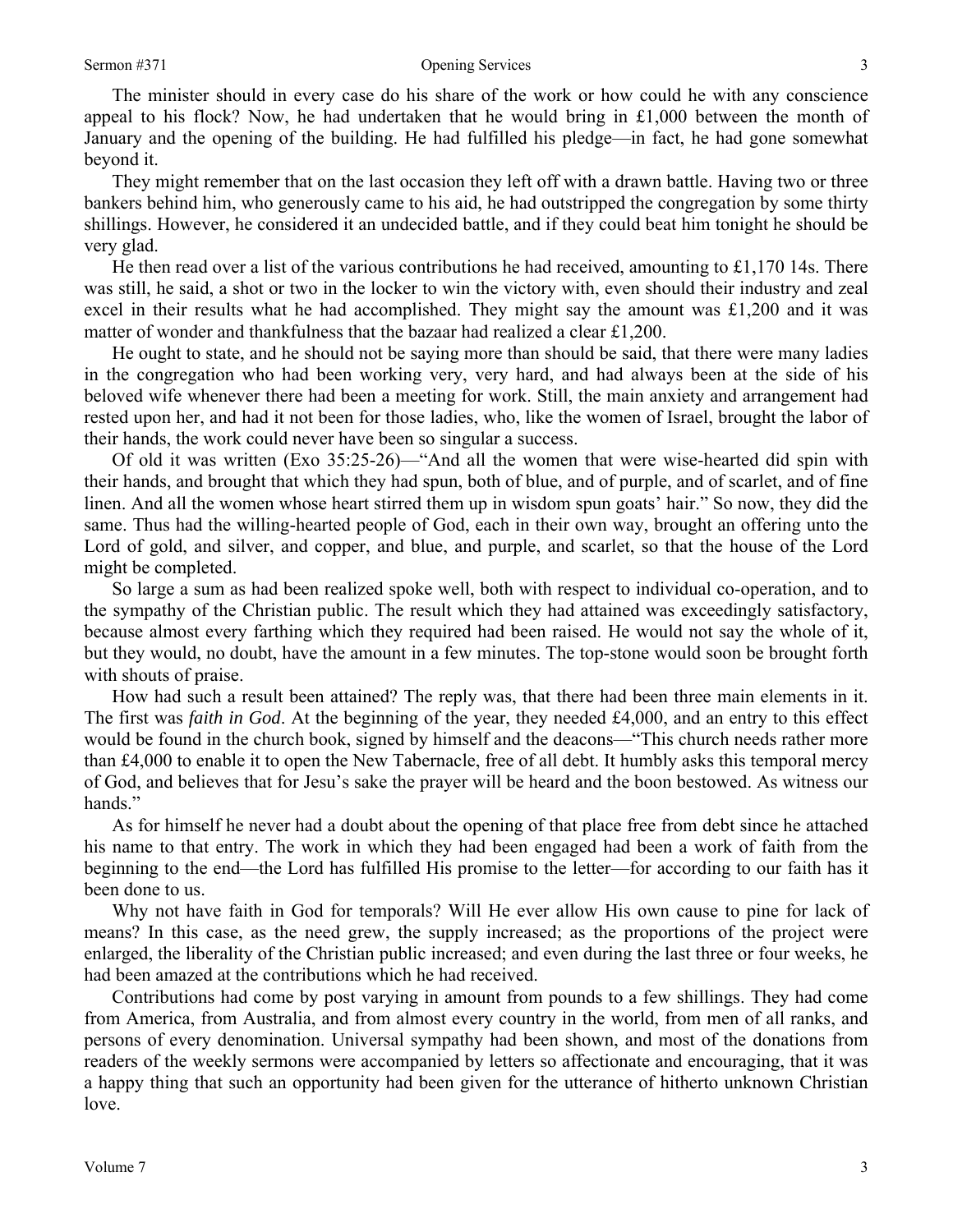The minister should in every case do his share of the work or how could he with any conscience appeal to his flock? Now, he had undertaken that he would bring in £1,000 between the month of January and the opening of the building. He had fulfilled his pledge—in fact, he had gone somewhat beyond it.

They might remember that on the last occasion they left off with a drawn battle. Having two or three bankers behind him, who generously came to his aid, he had outstripped the congregation by some thirty shillings. However, he considered it an undecided battle, and if they could beat him tonight he should be very glad.

He then read over a list of the various contributions he had received, amounting to £1,170 14s. There was still, he said, a shot or two in the locker to win the victory with, even should their industry and zeal excel in their results what he had accomplished. They might say the amount was £1,200 and it was matter of wonder and thankfulness that the bazaar had realized a clear £1,200.

He ought to state, and he should not be saying more than should be said, that there were many ladies in the congregation who had been working very, very hard, and had always been at the side of his beloved wife whenever there had been a meeting for work. Still, the main anxiety and arrangement had rested upon her, and had it not been for those ladies, who, like the women of Israel, brought the labor of their hands, the work could never have been so singular a success.

Of old it was written (Exo 35:25-26)—"And all the women that were wise-hearted did spin with their hands, and brought that which they had spun, both of blue, and of purple, and of scarlet, and of fine linen. And all the women whose heart stirred them up in wisdom spun goats' hair." So now, they did the same. Thus had the willing-hearted people of God, each in their own way, brought an offering unto the Lord of gold, and silver, and copper, and blue, and purple, and scarlet, so that the house of the Lord might be completed.

So large a sum as had been realized spoke well, both with respect to individual co-operation, and to the sympathy of the Christian public. The result which they had attained was exceedingly satisfactory, because almost every farthing which they required had been raised. He would not say the whole of it, but they would, no doubt, have the amount in a few minutes. The top-stone would soon be brought forth with shouts of praise.

How had such a result been attained? The reply was, that there had been three main elements in it. The first was *faith in God*. At the beginning of the year, they needed £4,000, and an entry to this effect would be found in the church book, signed by himself and the deacons—"This church needs rather more than £4,000 to enable it to open the New Tabernacle, free of all debt. It humbly asks this temporal mercy of God, and believes that for Jesu's sake the prayer will be heard and the boon bestowed. As witness our hands."

As for himself he never had a doubt about the opening of that place free from debt since he attached his name to that entry. The work in which they had been engaged had been a work of faith from the beginning to the end—the Lord has fulfilled His promise to the letter—for according to our faith has it been done to us.

Why not have faith in God for temporals? Will He ever allow His own cause to pine for lack of means? In this case, as the need grew, the supply increased; as the proportions of the project were enlarged, the liberality of the Christian public increased; and even during the last three or four weeks, he had been amazed at the contributions which he had received.

Contributions had come by post varying in amount from pounds to a few shillings. They had come from America, from Australia, and from almost every country in the world, from men of all ranks, and persons of every denomination. Universal sympathy had been shown, and most of the donations from readers of the weekly sermons were accompanied by letters so affectionate and encouraging, that it was a happy thing that such an opportunity had been given for the utterance of hitherto unknown Christian love.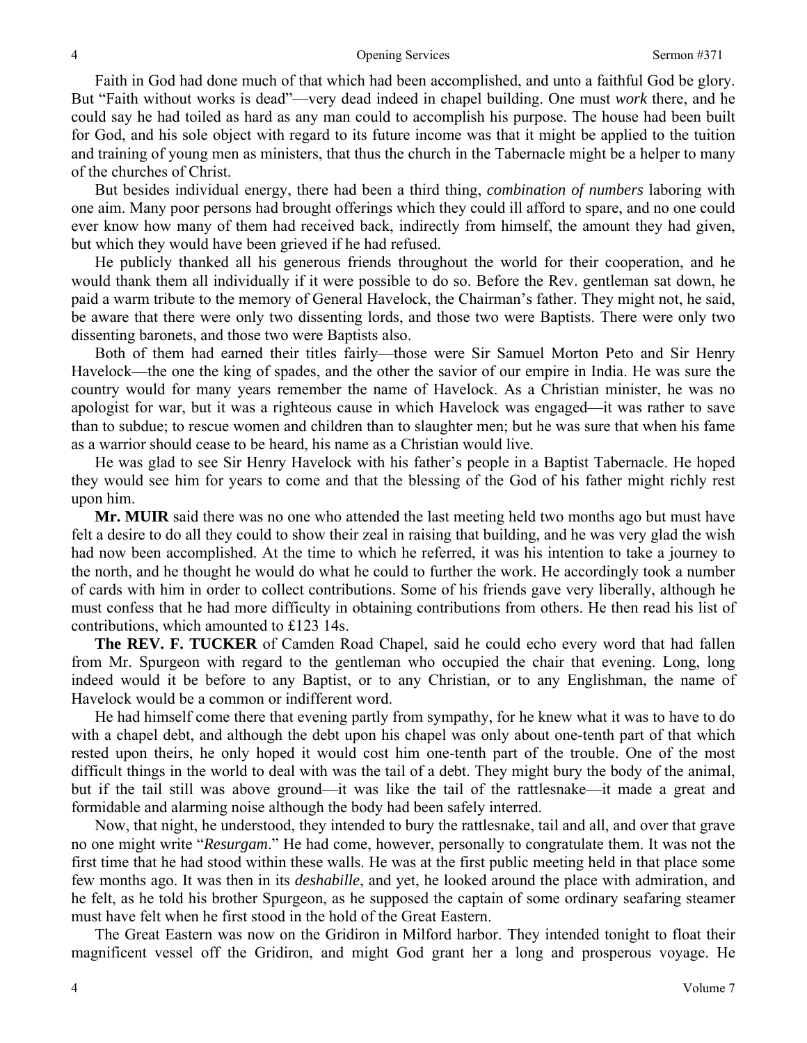Faith in God had done much of that which had been accomplished, and unto a faithful God be glory. But "Faith without works is dead"—very dead indeed in chapel building. One must *work* there, and he could say he had toiled as hard as any man could to accomplish his purpose. The house had been built for God, and his sole object with regard to its future income was that it might be applied to the tuition and training of young men as ministers, that thus the church in the Tabernacle might be a helper to many of the churches of Christ.

But besides individual energy, there had been a third thing, *combination of numbers* laboring with one aim. Many poor persons had brought offerings which they could ill afford to spare, and no one could ever know how many of them had received back, indirectly from himself, the amount they had given, but which they would have been grieved if he had refused.

He publicly thanked all his generous friends throughout the world for their cooperation, and he would thank them all individually if it were possible to do so. Before the Rev. gentleman sat down, he paid a warm tribute to the memory of General Havelock, the Chairman's father. They might not, he said, be aware that there were only two dissenting lords, and those two were Baptists. There were only two dissenting baronets, and those two were Baptists also.

Both of them had earned their titles fairly—those were Sir Samuel Morton Peto and Sir Henry Havelock—the one the king of spades, and the other the savior of our empire in India. He was sure the country would for many years remember the name of Havelock. As a Christian minister, he was no apologist for war, but it was a righteous cause in which Havelock was engaged—it was rather to save than to subdue; to rescue women and children than to slaughter men; but he was sure that when his fame as a warrior should cease to be heard, his name as a Christian would live.

He was glad to see Sir Henry Havelock with his father's people in a Baptist Tabernacle. He hoped they would see him for years to come and that the blessing of the God of his father might richly rest upon him.

**Mr. MUIR** said there was no one who attended the last meeting held two months ago but must have felt a desire to do all they could to show their zeal in raising that building, and he was very glad the wish had now been accomplished. At the time to which he referred, it was his intention to take a journey to the north, and he thought he would do what he could to further the work. He accordingly took a number of cards with him in order to collect contributions. Some of his friends gave very liberally, although he must confess that he had more difficulty in obtaining contributions from others. He then read his list of contributions, which amounted to £123 14s.

**The REV. F. TUCKER** of Camden Road Chapel, said he could echo every word that had fallen from Mr. Spurgeon with regard to the gentleman who occupied the chair that evening. Long, long indeed would it be before to any Baptist, or to any Christian, or to any Englishman, the name of Havelock would be a common or indifferent word.

He had himself come there that evening partly from sympathy, for he knew what it was to have to do with a chapel debt, and although the debt upon his chapel was only about one-tenth part of that which rested upon theirs, he only hoped it would cost him one-tenth part of the trouble. One of the most difficult things in the world to deal with was the tail of a debt. They might bury the body of the animal, but if the tail still was above ground—it was like the tail of the rattlesnake—it made a great and formidable and alarming noise although the body had been safely interred.

Now, that night, he understood, they intended to bury the rattlesnake, tail and all, and over that grave no one might write "*Resurgam*." He had come, however, personally to congratulate them. It was not the first time that he had stood within these walls. He was at the first public meeting held in that place some few months ago. It was then in its *deshabille*, and yet, he looked around the place with admiration, and he felt, as he told his brother Spurgeon, as he supposed the captain of some ordinary seafaring steamer must have felt when he first stood in the hold of the Great Eastern.

The Great Eastern was now on the Gridiron in Milford harbor. They intended tonight to float their magnificent vessel off the Gridiron, and might God grant her a long and prosperous voyage. He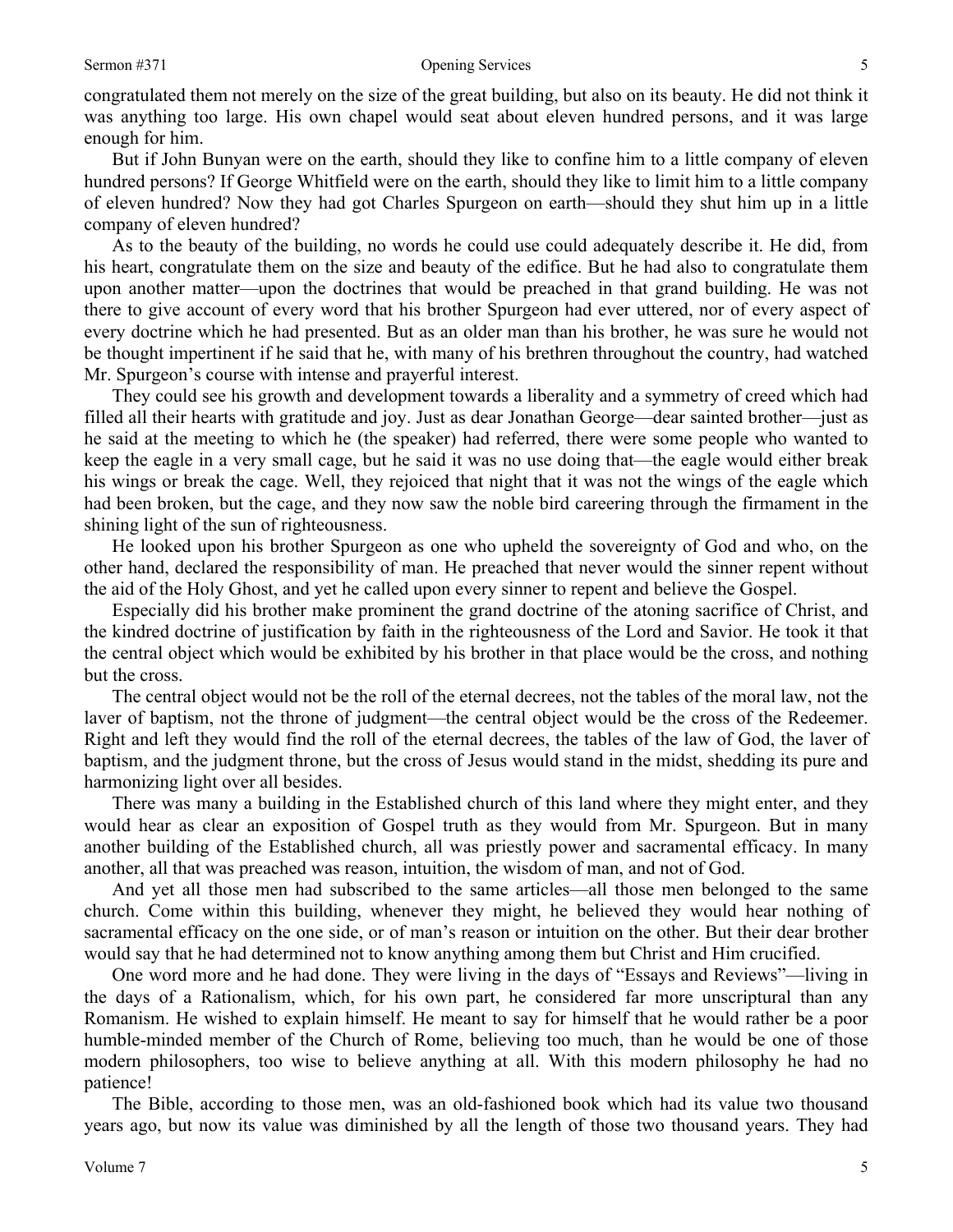congratulated them not merely on the size of the great building, but also on its beauty. He did not think it was anything too large. His own chapel would seat about eleven hundred persons, and it was large enough for him.

But if John Bunyan were on the earth, should they like to confine him to a little company of eleven hundred persons? If George Whitfield were on the earth, should they like to limit him to a little company of eleven hundred? Now they had got Charles Spurgeon on earth—should they shut him up in a little company of eleven hundred?

As to the beauty of the building, no words he could use could adequately describe it. He did, from his heart, congratulate them on the size and beauty of the edifice. But he had also to congratulate them upon another matter—upon the doctrines that would be preached in that grand building. He was not there to give account of every word that his brother Spurgeon had ever uttered, nor of every aspect of every doctrine which he had presented. But as an older man than his brother, he was sure he would not be thought impertinent if he said that he, with many of his brethren throughout the country, had watched Mr. Spurgeon's course with intense and prayerful interest.

They could see his growth and development towards a liberality and a symmetry of creed which had filled all their hearts with gratitude and joy. Just as dear Jonathan George—dear sainted brother—just as he said at the meeting to which he (the speaker) had referred, there were some people who wanted to keep the eagle in a very small cage, but he said it was no use doing that—the eagle would either break his wings or break the cage. Well, they rejoiced that night that it was not the wings of the eagle which had been broken, but the cage, and they now saw the noble bird careering through the firmament in the shining light of the sun of righteousness.

He looked upon his brother Spurgeon as one who upheld the sovereignty of God and who, on the other hand, declared the responsibility of man. He preached that never would the sinner repent without the aid of the Holy Ghost, and yet he called upon every sinner to repent and believe the Gospel.

Especially did his brother make prominent the grand doctrine of the atoning sacrifice of Christ, and the kindred doctrine of justification by faith in the righteousness of the Lord and Savior. He took it that the central object which would be exhibited by his brother in that place would be the cross, and nothing but the cross.

The central object would not be the roll of the eternal decrees, not the tables of the moral law, not the laver of baptism, not the throne of judgment—the central object would be the cross of the Redeemer. Right and left they would find the roll of the eternal decrees, the tables of the law of God, the laver of baptism, and the judgment throne, but the cross of Jesus would stand in the midst, shedding its pure and harmonizing light over all besides.

There was many a building in the Established church of this land where they might enter, and they would hear as clear an exposition of Gospel truth as they would from Mr. Spurgeon. But in many another building of the Established church, all was priestly power and sacramental efficacy. In many another, all that was preached was reason, intuition, the wisdom of man, and not of God.

And yet all those men had subscribed to the same articles—all those men belonged to the same church. Come within this building, whenever they might, he believed they would hear nothing of sacramental efficacy on the one side, or of man's reason or intuition on the other. But their dear brother would say that he had determined not to know anything among them but Christ and Him crucified.

One word more and he had done. They were living in the days of "Essays and Reviews"—living in the days of a Rationalism, which, for his own part, he considered far more unscriptural than any Romanism. He wished to explain himself. He meant to say for himself that he would rather be a poor humble-minded member of the Church of Rome, believing too much, than he would be one of those modern philosophers, too wise to believe anything at all. With this modern philosophy he had no patience!

The Bible, according to those men, was an old-fashioned book which had its value two thousand years ago, but now its value was diminished by all the length of those two thousand years. They had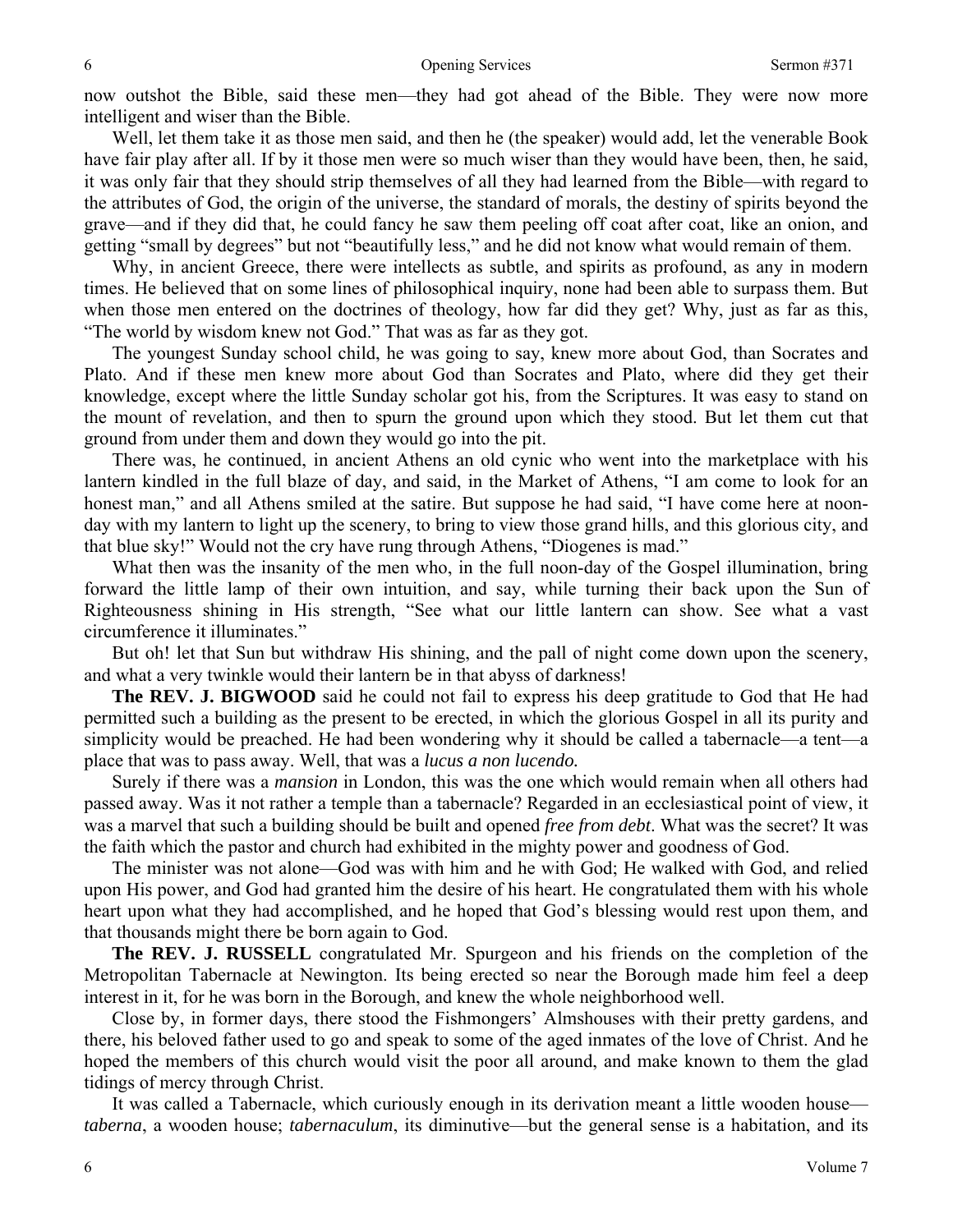now outshot the Bible, said these men—they had got ahead of the Bible. They were now more intelligent and wiser than the Bible.

Well, let them take it as those men said, and then he (the speaker) would add, let the venerable Book have fair play after all. If by it those men were so much wiser than they would have been, then, he said, it was only fair that they should strip themselves of all they had learned from the Bible—with regard to the attributes of God, the origin of the universe, the standard of morals, the destiny of spirits beyond the grave—and if they did that, he could fancy he saw them peeling off coat after coat, like an onion, and getting "small by degrees" but not "beautifully less," and he did not know what would remain of them.

Why, in ancient Greece, there were intellects as subtle, and spirits as profound, as any in modern times. He believed that on some lines of philosophical inquiry, none had been able to surpass them. But when those men entered on the doctrines of theology, how far did they get? Why, just as far as this, "The world by wisdom knew not God." That was as far as they got.

The youngest Sunday school child, he was going to say, knew more about God, than Socrates and Plato. And if these men knew more about God than Socrates and Plato, where did they get their knowledge, except where the little Sunday scholar got his, from the Scriptures. It was easy to stand on the mount of revelation, and then to spurn the ground upon which they stood. But let them cut that ground from under them and down they would go into the pit.

There was, he continued, in ancient Athens an old cynic who went into the marketplace with his lantern kindled in the full blaze of day, and said, in the Market of Athens, "I am come to look for an honest man," and all Athens smiled at the satire. But suppose he had said, "I have come here at noon-day with my lantern to light up the scenery, to bring to view those grand hills, and this glorious city, and that blue sky!" Would not the cry have rung through Athens, "Diogenes is mad."

What then was the insanity of the men who, in the full noon-day of the Gospel illumination, bring forward the little lamp of their own intuition, and say, while turning their back upon the Sun of Righteousness shining in His strength, "See what our little lantern can show. See what a vast circumference it illuminates."

But oh! let that Sun but withdraw His shining, and the pall of night come down upon the scenery, and what a very twinkle would their lantern be in that abyss of darkness!

**The REV. J. BIGWOOD** said he could not fail to express his deep gratitude to God that He had permitted such a building as the present to be erected, in which the glorious Gospel in all its purity and simplicity would be preached. He had been wondering why it should be called a tabernacle—a tent—a place that was to pass away. Well, that was a *lucus a non lucendo.*

Surely if there was a *mansion* in London, this was the one which would remain when all others had passed away. Was it not rather a temple than a tabernacle? Regarded in an ecclesiastical point of view, it was a marvel that such a building should be built and opened *free from debt*. What was the secret? It was the faith which the pastor and church had exhibited in the mighty power and goodness of God.

The minister was not alone—God was with him and he with God; He walked with God, and relied upon His power, and God had granted him the desire of his heart. He congratulated them with his whole heart upon what they had accomplished, and he hoped that God's blessing would rest upon them, and that thousands might there be born again to God.

**The REV. J. RUSSELL** congratulated Mr. Spurgeon and his friends on the completion of the Metropolitan Tabernacle at Newington. Its being erected so near the Borough made him feel a deep interest in it, for he was born in the Borough, and knew the whole neighborhood well.

Close by, in former days, there stood the Fishmongers' Almshouses with their pretty gardens, and there, his beloved father used to go and speak to some of the aged inmates of the love of Christ. And he hoped the members of this church would visit the poor all around, and make known to them the glad tidings of mercy through Christ.

It was called a Tabernacle, which curiously enough in its derivation meant a little wooden house—*taberna*, a wooden house; *tabernaculum*, its diminutive—but the general sense is a habitation, and its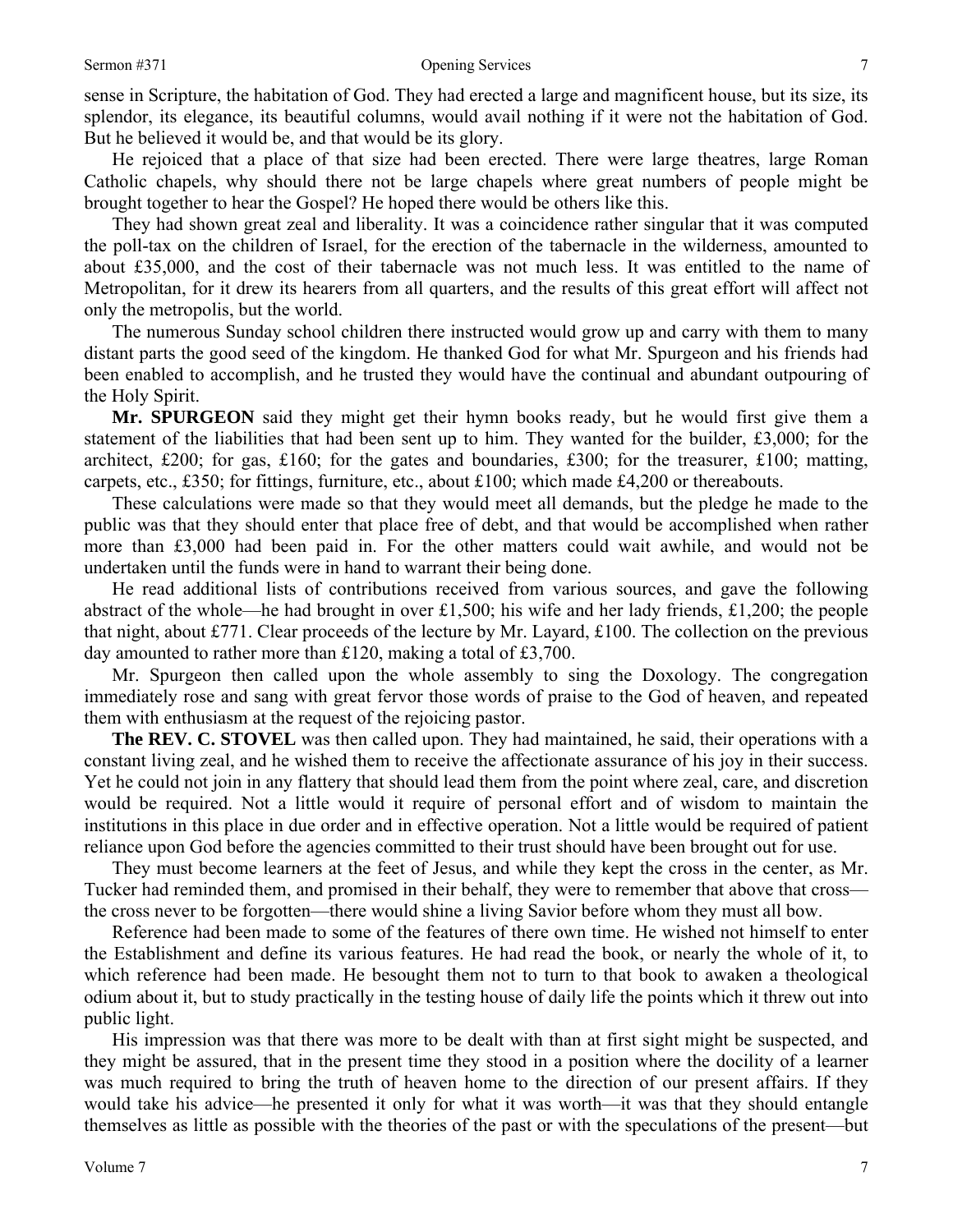sense in Scripture, the habitation of God. They had erected a large and magnificent house, but its size, its splendor, its elegance, its beautiful columns, would avail nothing if it were not the habitation of God. But he believed it would be, and that would be its glory.

He rejoiced that a place of that size had been erected. There were large theatres, large Roman Catholic chapels, why should there not be large chapels where great numbers of people might be brought together to hear the Gospel? He hoped there would be others like this.

They had shown great zeal and liberality. It was a coincidence rather singular that it was computed the poll-tax on the children of Israel, for the erection of the tabernacle in the wilderness, amounted to about £35,000, and the cost of their tabernacle was not much less. It was entitled to the name of Metropolitan, for it drew its hearers from all quarters, and the results of this great effort will affect not only the metropolis, but the world.

The numerous Sunday school children there instructed would grow up and carry with them to many distant parts the good seed of the kingdom. He thanked God for what Mr. Spurgeon and his friends had been enabled to accomplish, and he trusted they would have the continual and abundant outpouring of the Holy Spirit.

**Mr. SPURGEON** said they might get their hymn books ready, but he would first give them a statement of the liabilities that had been sent up to him. They wanted for the builder, £3,000; for the architect, £200; for gas, £160; for the gates and boundaries, £300; for the treasurer, £100; matting, carpets, etc., £350; for fittings, furniture, etc., about £100; which made £4,200 or thereabouts.

These calculations were made so that they would meet all demands, but the pledge he made to the public was that they should enter that place free of debt, and that would be accomplished when rather more than £3,000 had been paid in. For the other matters could wait awhile, and would not be undertaken until the funds were in hand to warrant their being done.

He read additional lists of contributions received from various sources, and gave the following abstract of the whole—he had brought in over £1,500; his wife and her lady friends, £1,200; the people that night, about £771. Clear proceeds of the lecture by Mr. Layard, £100. The collection on the previous day amounted to rather more than £120, making a total of £3,700.

Mr. Spurgeon then called upon the whole assembly to sing the Doxology. The congregation immediately rose and sang with great fervor those words of praise to the God of heaven, and repeated them with enthusiasm at the request of the rejoicing pastor.

**The REV. C. STOVEL** was then called upon. They had maintained, he said, their operations with a constant living zeal, and he wished them to receive the affectionate assurance of his joy in their success. Yet he could not join in any flattery that should lead them from the point where zeal, care, and discretion would be required. Not a little would it require of personal effort and of wisdom to maintain the institutions in this place in due order and in effective operation. Not a little would be required of patient reliance upon God before the agencies committed to their trust should have been brought out for use.

They must become learners at the feet of Jesus, and while they kept the cross in the center, as Mr. Tucker had reminded them, and promised in their behalf, they were to remember that above that cross—the cross never to be forgotten—there would shine a living Savior before whom they must all bow.

Reference had been made to some of the features of there own time. He wished not himself to enter the Establishment and define its various features. He had read the book, or nearly the whole of it, to which reference had been made. He besought them not to turn to that book to awaken a theological odium about it, but to study practically in the testing house of daily life the points which it threw out into public light.

His impression was that there was more to be dealt with than at first sight might be suspected, and they might be assured, that in the present time they stood in a position where the docility of a learner was much required to bring the truth of heaven home to the direction of our present affairs. If they would take his advice—he presented it only for what it was worth—it was that they should entangle themselves as little as possible with the theories of the past or with the speculations of the present—but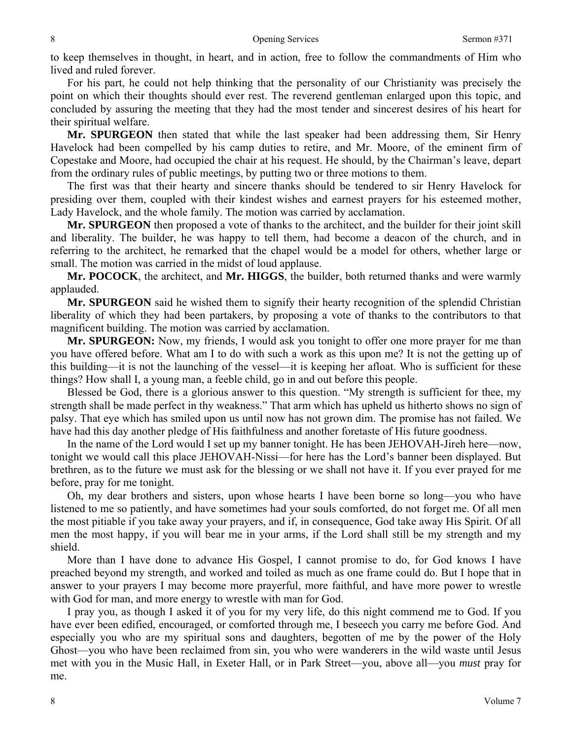to keep themselves in thought, in heart, and in action, free to follow the commandments of Him who lived and ruled forever.

For his part, he could not help thinking that the personality of our Christianity was precisely the point on which their thoughts should ever rest. The reverend gentleman enlarged upon this topic, and concluded by assuring the meeting that they had the most tender and sincerest desires of his heart for their spiritual welfare.

**Mr. SPURGEON** then stated that while the last speaker had been addressing them, Sir Henry Havelock had been compelled by his camp duties to retire, and Mr. Moore, of the eminent firm of Copestake and Moore, had occupied the chair at his request. He should, by the Chairman's leave, depart from the ordinary rules of public meetings, by putting two or three motions to them.

The first was that their hearty and sincere thanks should be tendered to sir Henry Havelock for presiding over them, coupled with their kindest wishes and earnest prayers for his esteemed mother, Lady Havelock, and the whole family. The motion was carried by acclamation.

**Mr. SPURGEON** then proposed a vote of thanks to the architect, and the builder for their joint skill and liberality. The builder, he was happy to tell them, had become a deacon of the church, and in referring to the architect, he remarked that the chapel would be a model for others, whether large or small. The motion was carried in the midst of loud applause.

**Mr. POCOCK**, the architect, and **Mr. HIGGS**, the builder, both returned thanks and were warmly applauded.

**Mr. SPURGEON** said he wished them to signify their hearty recognition of the splendid Christian liberality of which they had been partakers, by proposing a vote of thanks to the contributors to that magnificent building. The motion was carried by acclamation.

**Mr. SPURGEON:** Now, my friends, I would ask you tonight to offer one more prayer for me than you have offered before. What am I to do with such a work as this upon me? It is not the getting up of this building—it is not the launching of the vessel—it is keeping her afloat. Who is sufficient for these things? How shall I, a young man, a feeble child, go in and out before this people.

Blessed be God, there is a glorious answer to this question. "My strength is sufficient for thee, my strength shall be made perfect in thy weakness." That arm which has upheld us hitherto shows no sign of palsy. That eye which has smiled upon us until now has not grown dim. The promise has not failed. We have had this day another pledge of His faithfulness and another foretaste of His future goodness.

In the name of the Lord would I set up my banner tonight. He has been JEHOVAH-Jireh here—now, tonight we would call this place JEHOVAH-Nissi—for here has the Lord's banner been displayed. But brethren, as to the future we must ask for the blessing or we shall not have it. If you ever prayed for me before, pray for me tonight.

Oh, my dear brothers and sisters, upon whose hearts I have been borne so long—you who have listened to me so patiently, and have sometimes had your souls comforted, do not forget me. Of all men the most pitiable if you take away your prayers, and if, in consequence, God take away His Spirit. Of all men the most happy, if you will bear me in your arms, if the Lord shall still be my strength and my shield.

More than I have done to advance His Gospel, I cannot promise to do, for God knows I have preached beyond my strength, and worked and toiled as much as one frame could do. But I hope that in answer to your prayers I may become more prayerful, more faithful, and have more power to wrestle with God for man, and more energy to wrestle with man for God.

I pray you, as though I asked it of you for my very life, do this night commend me to God. If you have ever been edified, encouraged, or comforted through me, I beseech you carry me before God. And especially you who are my spiritual sons and daughters, begotten of me by the power of the Holy Ghost—you who have been reclaimed from sin, you who were wanderers in the wild waste until Jesus met with you in the Music Hall, in Exeter Hall, or in Park Street—you, above all—you *must* pray for me.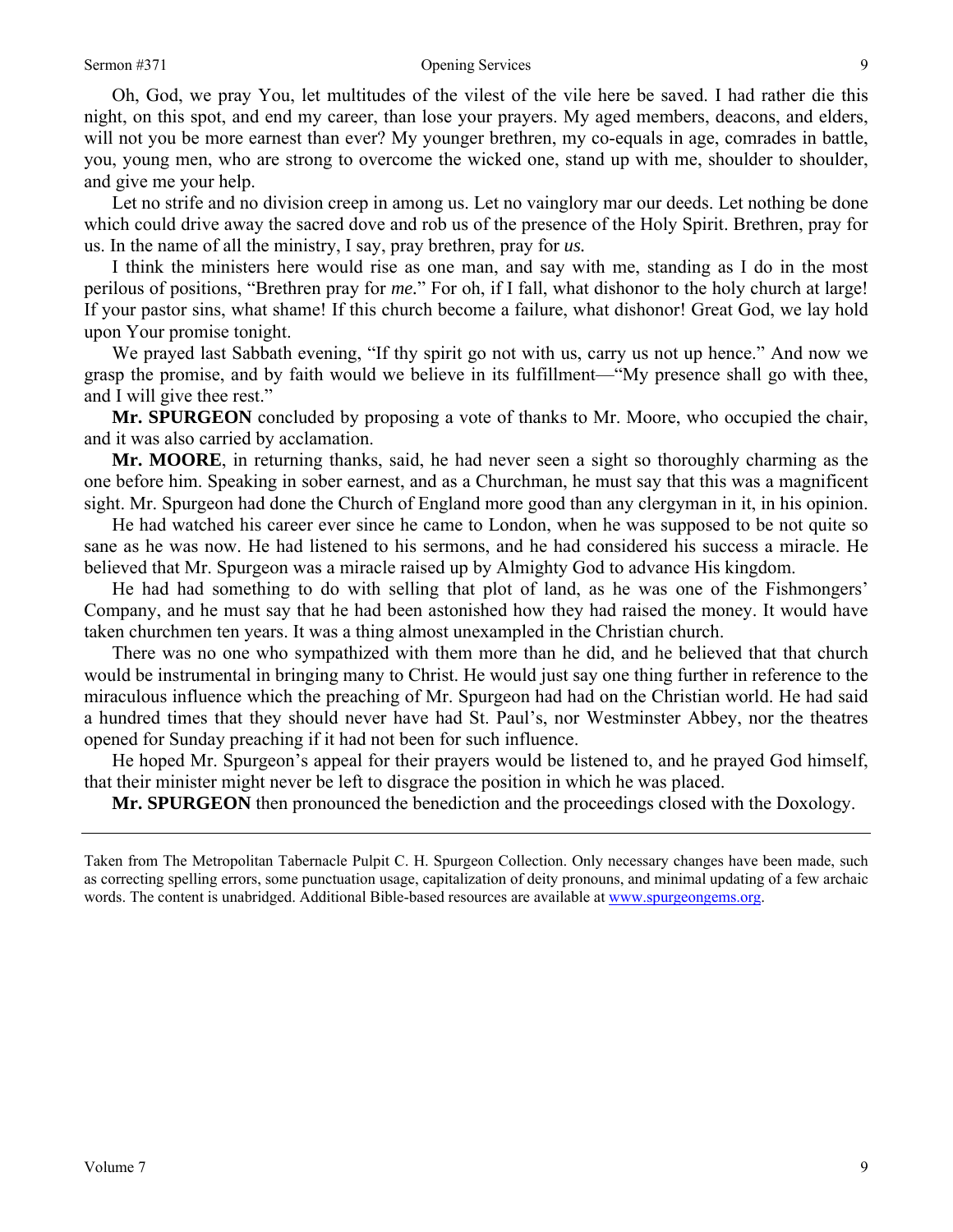Oh, God, we pray You, let multitudes of the vilest of the vile here be saved. I had rather die this night, on this spot, and end my career, than lose your prayers. My aged members, deacons, and elders, will not you be more earnest than ever? My younger brethren, my co-equals in age, comrades in battle, you, young men, who are strong to overcome the wicked one, stand up with me, shoulder to shoulder, and give me your help.

Let no strife and no division creep in among us. Let no vainglory mar our deeds. Let nothing be done which could drive away the sacred dove and rob us of the presence of the Holy Spirit. Brethren, pray for us. In the name of all the ministry, I say, pray brethren, pray for *us.*

I think the ministers here would rise as one man, and say with me, standing as I do in the most perilous of positions, "Brethren pray for *me.*" For oh, if I fall, what dishonor to the holy church at large! If your pastor sins, what shame! If this church become a failure, what dishonor! Great God, we lay hold upon Your promise tonight.

We prayed last Sabbath evening, "If thy spirit go not with us, carry us not up hence." And now we grasp the promise, and by faith would we believe in its fulfillment—"My presence shall go with thee, and I will give thee rest."

**Mr. SPURGEON** concluded by proposing a vote of thanks to Mr. Moore, who occupied the chair, and it was also carried by acclamation.

**Mr. MOORE**, in returning thanks, said, he had never seen a sight so thoroughly charming as the one before him. Speaking in sober earnest, and as a Churchman, he must say that this was a magnificent sight. Mr. Spurgeon had done the Church of England more good than any clergyman in it, in his opinion.

He had watched his career ever since he came to London, when he was supposed to be not quite so sane as he was now. He had listened to his sermons, and he had considered his success a miracle. He believed that Mr. Spurgeon was a miracle raised up by Almighty God to advance His kingdom.

He had had something to do with selling that plot of land, as he was one of the Fishmongers' Company, and he must say that he had been astonished how they had raised the money. It would have taken churchmen ten years. It was a thing almost unexampled in the Christian church.

There was no one who sympathized with them more than he did, and he believed that that church would be instrumental in bringing many to Christ. He would just say one thing further in reference to the miraculous influence which the preaching of Mr. Spurgeon had had on the Christian world. He had said a hundred times that they should never have had St. Paul's, nor Westminster Abbey, nor the theatres opened for Sunday preaching if it had not been for such influence.

He hoped Mr. Spurgeon's appeal for their prayers would be listened to, and he prayed God himself, that their minister might never be left to disgrace the position in which he was placed.

**Mr. SPURGEON** then pronounced the benediction and the proceedings closed with the Doxology.

---

Taken from The Metropolitan Tabernacle Pulpit C. H. Spurgeon Collection. Only necessary changes have been made, such as correcting spelling errors, some punctuation usage, capitalization of deity pronouns, and minimal updating of a few archaic words. The content is unabridged. Additional Bible-based resources are available at www.spurgeongems.org.